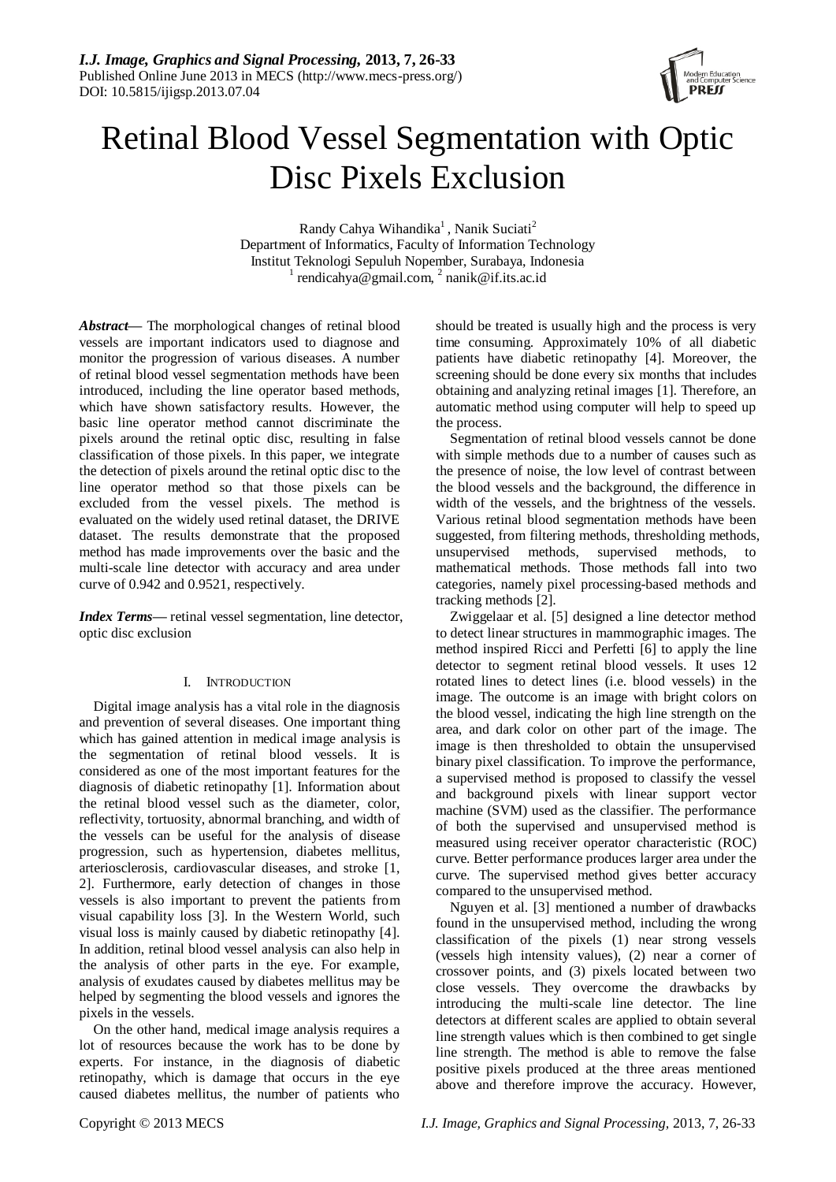# Retinal Blood Vessel Segmentation with Optic Disc Pixels Exclusion

Randy Cahya Wihandika[1] , Nanik Suciati[2]
Department of Informatics, Faculty of Information Technology
Institut Teknologi Sepuluh Nopember, Surabaya, Indonesia
[1] rendicahya@gmail.com, [2] nanik@if.its.ac.id

***Abstract*****—** The morphological changes of retinal blood vessels are important indicators used to diagnose and monitor the progression of various diseases. A number of retinal blood vessel segmentation methods have been introduced, including the line operator based methods, which have shown satisfactory results. However, the basic line operator method cannot discriminate the pixels around the retinal optic disc, resulting in false classification of those pixels. In this paper, we integrate the detection of pixels around the retinal optic disc to the line operator method so that those pixels can be excluded from the vessel pixels. The method is evaluated on the widely used retinal dataset, the DRIVE dataset. The results demonstrate that the proposed method has made improvements over the basic and the multi-scale line detector with accuracy and area under curve of 0.942 and 0.9521, respectively.

***Index Terms*****—** retinal vessel segmentation, line detector, optic disc exclusion

## I. Introduction

Digital image analysis has a vital role in the diagnosis and prevention of several diseases. One important thing which has gained attention in medical image analysis is the segmentation of retinal blood vessels. It is considered as one of the most important features for the diagnosis of diabetic retinopathy [1]. Information about the retinal blood vessel such as the diameter, color, reflectivity, tortuosity, abnormal branching, and width of the vessels can be useful for the analysis of disease progression, such as hypertension, diabetes mellitus, arteriosclerosis, cardiovascular diseases, and stroke [1, 2]. Furthermore, early detection of changes in those vessels is also important to prevent the patients from visual capability loss [3]. In the Western World, such visual loss is mainly caused by diabetic retinopathy [4]. In addition, retinal blood vessel analysis can also help in the analysis of other parts in the eye. For example, analysis of exudates caused by diabetes mellitus may be helped by segmenting the blood vessels and ignores the pixels in the vessels.

On the other hand, medical image analysis requires a lot of resources because the work has to be done by experts. For instance, in the diagnosis of diabetic retinopathy, which is damage that occurs in the eye caused diabetes mellitus, the number of patients who should be treated is usually high and the process is very time consuming. Approximately 10% of all diabetic patients have diabetic retinopathy [4]. Moreover, the screening should be done every six months that includes obtaining and analyzing retinal images [1]. Therefore, an automatic method using computer will help to speed up the process.

Segmentation of retinal blood vessels cannot be done with simple methods due to a number of causes such as the presence of noise, the low level of contrast between the blood vessels and the background, the difference in width of the vessels, and the brightness of the vessels. Various retinal blood segmentation methods have been suggested, from filtering methods, thresholding methods, unsupervised methods, supervised methods, to mathematical methods. Those methods fall into two categories, namely pixel processing-based methods and tracking methods [2].

Zwiggelaar et al. [5] designed a line detector method to detect linear structures in mammographic images. The method inspired Ricci and Perfetti [6] to apply the line detector to segment retinal blood vessels. It uses 12 rotated lines to detect lines (i.e. blood vessels) in the image. The outcome is an image with bright colors on the blood vessel, indicating the high line strength on the area, and dark color on other part of the image. The image is then thresholded to obtain the unsupervised binary pixel classification. To improve the performance, a supervised method is proposed to classify the vessel and background pixels with linear support vector machine (SVM) used as the classifier. The performance of both the supervised and unsupervised method is measured using receiver operator characteristic (ROC) curve. Better performance produces larger area under the curve. The supervised method gives better accuracy compared to the unsupervised method.

Nguyen et al. [3] mentioned a number of drawbacks found in the unsupervised method, including the wrong classification of the pixels (1) near strong vessels (vessels high intensity values), (2) near a corner of crossover points, and (3) pixels located between two close vessels. They overcome the drawbacks by introducing the multi-scale line detector. The line detectors at different scales are applied to obtain several line strength values which is then combined to get single line strength. The method is able to remove the false positive pixels produced at the three areas mentioned above and therefore improve the accuracy. However,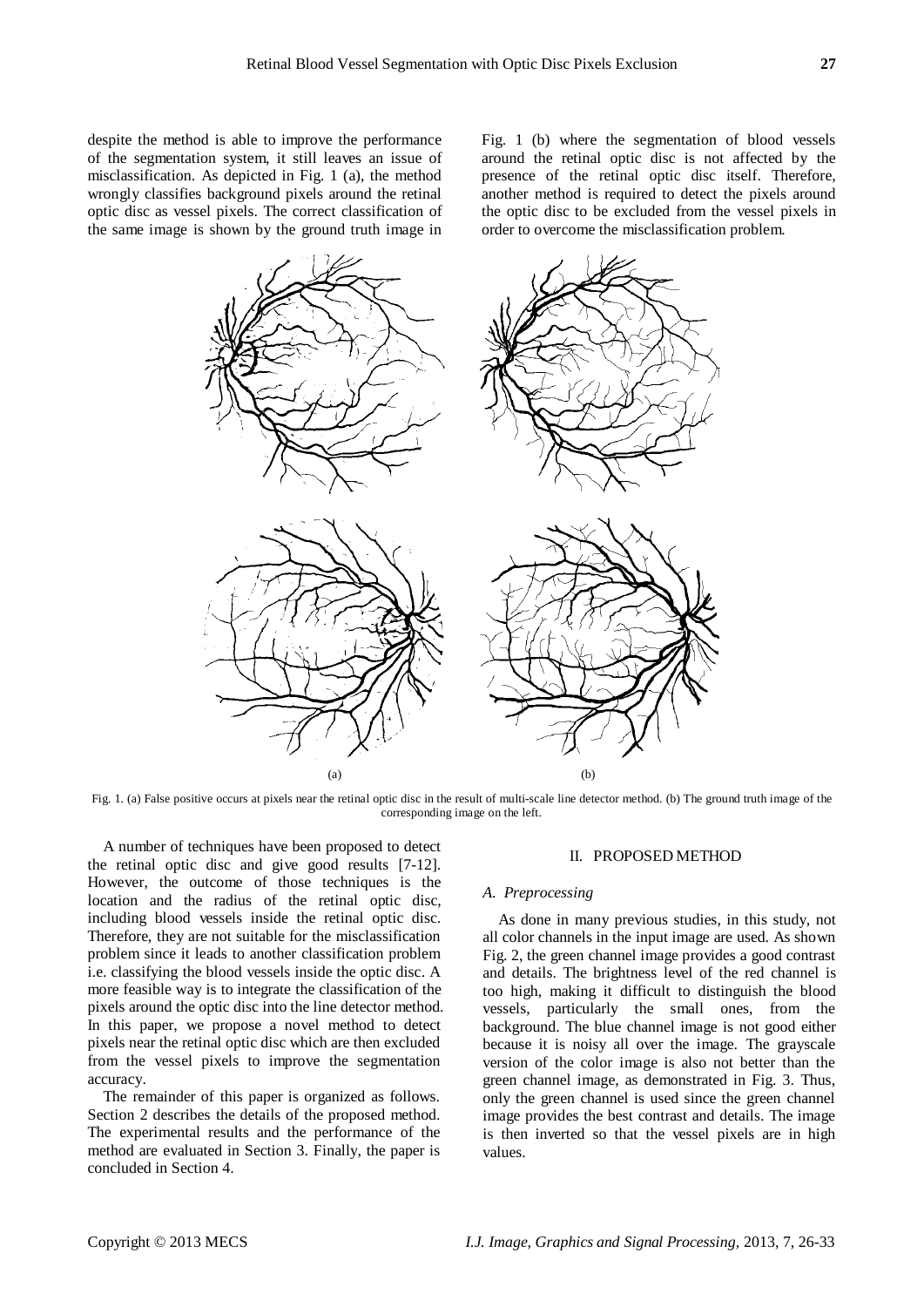despite the method is able to improve the performance of the segmentation system, it still leaves an issue of misclassification. As depicted in Fig. 1 (a), the method wrongly classifies background pixels around the retinal optic disc as vessel pixels. The correct classification of the same image is shown by the ground truth image in Fig. 1 (b) where the segmentation of blood vessels around the retinal optic disc is not affected by the presence of the retinal optic disc itself. Therefore, another method is required to detect the pixels around the optic disc to be excluded from the vessel pixels in order to overcome the misclassification problem.

(a) (b)

Fig. 1. (a) False positive occurs at pixels near the retinal optic disc in the result of multi-scale line detector method. (b) The ground truth image of the corresponding image on the left.

A number of techniques have been proposed to detect the retinal optic disc and give good results [7-12]. However, the outcome of those techniques is the location and the radius of the retinal optic disc, including blood vessels inside the retinal optic disc. Therefore, they are not suitable for the misclassification problem since it leads to another classification problem i.e. classifying the blood vessels inside the optic disc. A more feasible way is to integrate the classification of the pixels around the optic disc into the line detector method. In this paper, we propose a novel method to detect pixels near the retinal optic disc which are then excluded from the vessel pixels to improve the segmentation accuracy.

The remainder of this paper is organized as follows. Section 2 describes the details of the proposed method. The experimental results and the performance of the method are evaluated in Section 3. Finally, the paper is concluded in Section 4.

## II. PROPOSED METHOD

### *A. Preprocessing*

As done in many previous studies, in this study, not all color channels in the input image are used. As shown Fig. 2, the green channel image provides a good contrast and details. The brightness level of the red channel is too high, making it difficult to distinguish the blood vessels, particularly the small ones, from the background. The blue channel image is not good either because it is noisy all over the image. The grayscale version of the color image is also not better than the green channel image, as demonstrated in Fig. 3. Thus, only the green channel is used since the green channel image provides the best contrast and details. The image is then inverted so that the vessel pixels are in high values.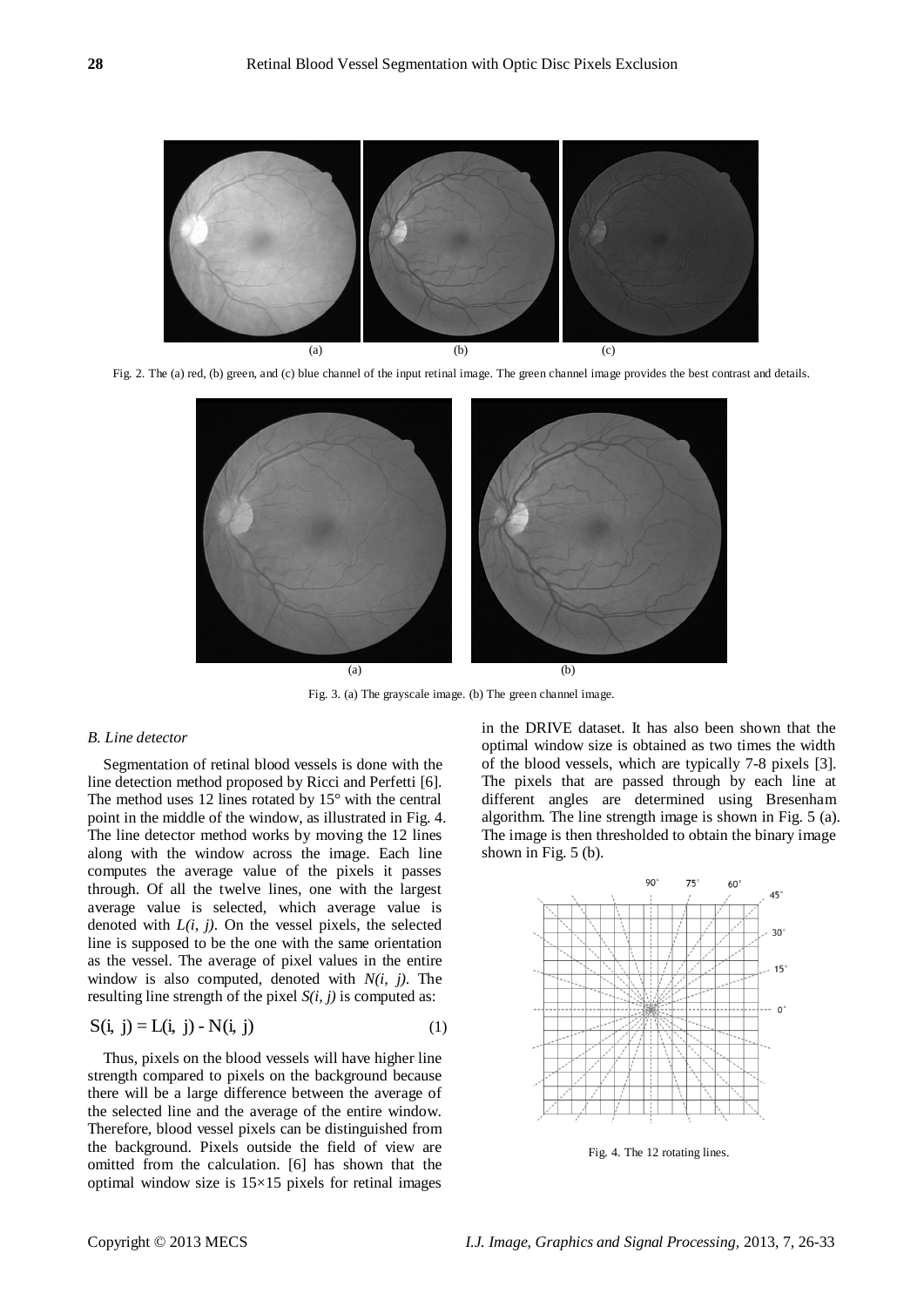Fig. 2. The (a) red, (b) green, and (c) blue channel of the input retinal image. The green channel image provides the best contrast and details.

Fig. 3. (a) The grayscale image. (b) The green channel image.

### *B. Line detector*

Segmentation of retinal blood vessels is done with the line detection method proposed by Ricci and Perfetti [6]. The method uses 12 lines rotated by 15° with the central point in the middle of the window, as illustrated in Fig. 4. The line detector method works by moving the 12 lines along with the window across the image. Each line computes the average value of the pixels it passes through. Of all the twelve lines, one with the largest average value is selected, which average value is denoted with $L(i, j)$. On the vessel pixels, the selected line is supposed to be the one with the same orientation as the vessel. The average of pixel values in the entire window is also computed, denoted with $N(i, j)$. The resulting line strength of the pixel $S(i, j)$ is computed as:

$$S(i, j) = L(i, j) - N(i, j) \tag{1}$$

Thus, pixels on the blood vessels will have higher line strength compared to pixels on the background because there will be a large difference between the average of the selected line and the average of the entire window. Therefore, blood vessel pixels can be distinguished from the background. Pixels outside the field of view are omitted from the calculation. [6] has shown that the optimal window size is 15×15 pixels for retinal images in the DRIVE dataset. It has also been shown that the optimal window size is obtained as two times the width of the blood vessels, which are typically 7-8 pixels [3]. The pixels that are passed through by each line at different angles are determined using Bresenham algorithm. The line strength image is shown in Fig. 5 (a). The image is then thresholded to obtain the binary image shown in Fig. 5 (b).

Fig. 4. The 12 rotating lines.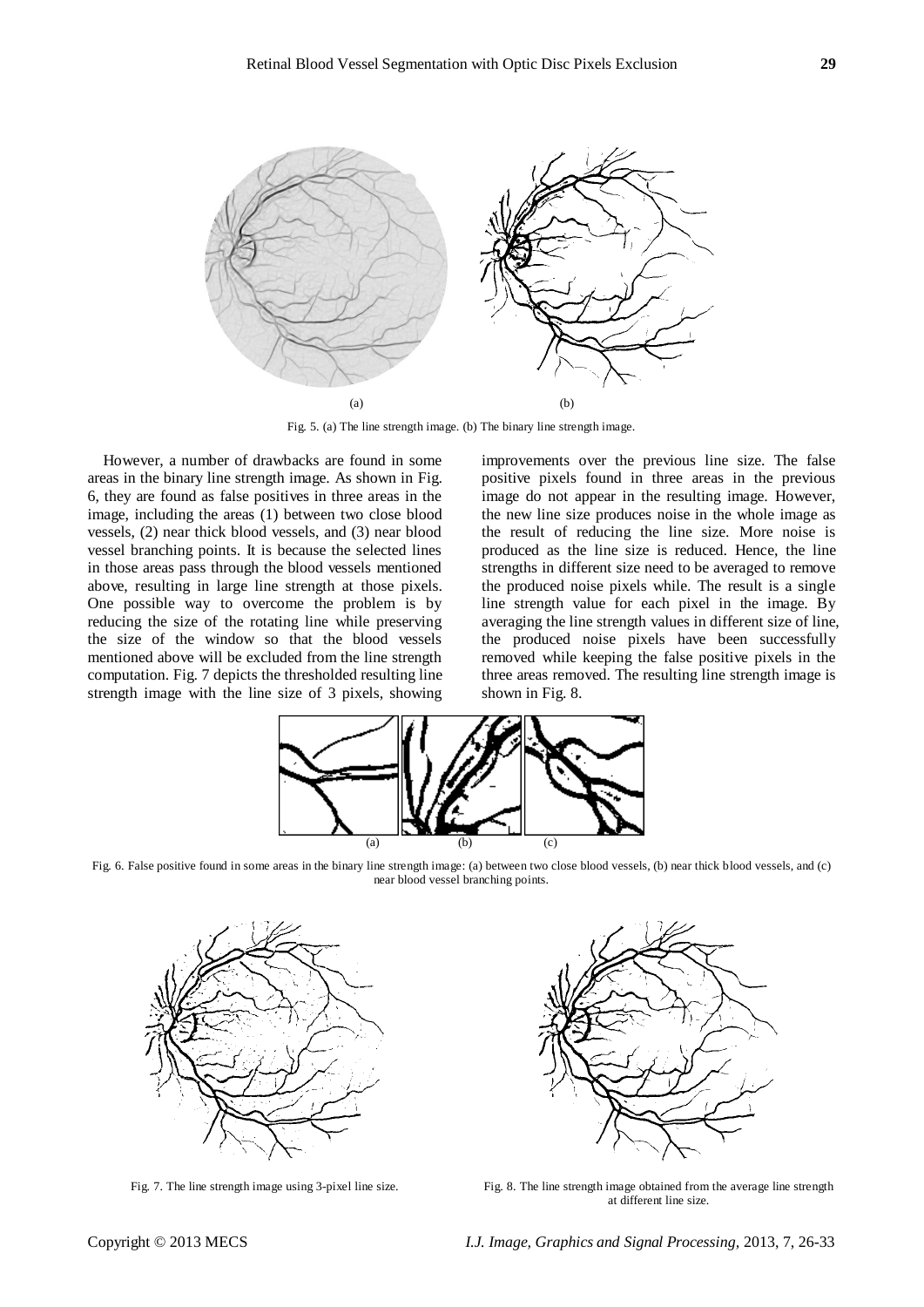(a) (b)

Fig. 5. (a) The line strength image. (b) The binary line strength image.

However, a number of drawbacks are found in some areas in the binary line strength image. As shown in Fig. 6, they are found as false positives in three areas in the image, including the areas (1) between two close blood vessels, (2) near thick blood vessels, and (3) near blood vessel branching points. It is because the selected lines in those areas pass through the blood vessels mentioned above, resulting in large line strength at those pixels. One possible way to overcome the problem is by reducing the size of the rotating line while preserving the size of the window so that the blood vessels mentioned above will be excluded from the line strength computation. Fig. 7 depicts the thresholded resulting line strength image with the line size of 3 pixels, showing improvements over the previous line size. The false positive pixels found in three areas in the previous image do not appear in the resulting image. However, the new line size produces noise in the whole image as the result of reducing the line size. More noise is produced as the line size is reduced. Hence, the line strengths in different size need to be averaged to remove the produced noise pixels while. The result is a single line strength value for each pixel in the image. By averaging the line strength values in different size of line, the produced noise pixels have been successfully removed while keeping the false positive pixels in the three areas removed. The resulting line strength image is shown in Fig. 8.

(a) (b) (c)

Fig. 6. False positive found in some areas in the binary line strength image: (a) between two close blood vessels, (b) near thick blood vessels, and (c) near blood vessel branching points.

Fig. 7. The line strength image using 3-pixel line size.

Fig. 8. The line strength image obtained from the average line strength at different line size.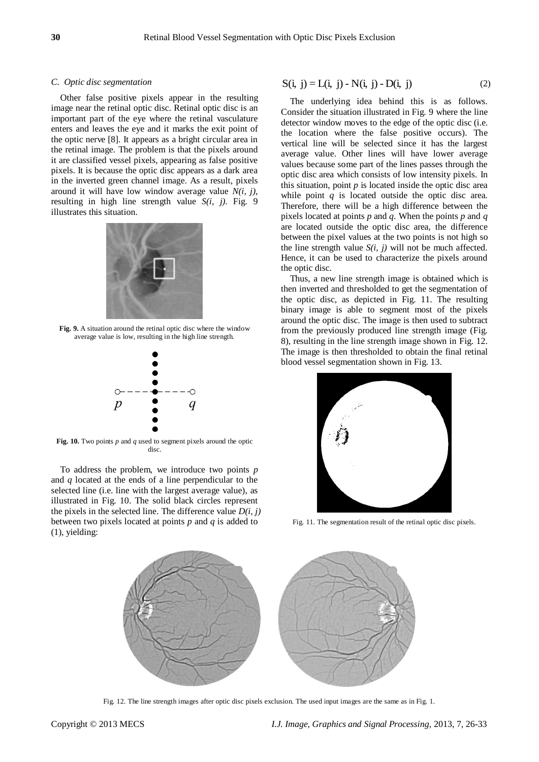### C. Optic disc segmentation

Other false positive pixels appear in the resulting image near the retinal optic disc. Retinal optic disc is an important part of the eye where the retinal vasculature enters and leaves the eye and it marks the exit point of the optic nerve [8]. It appears as a bright circular area in the retinal image. The problem is that the pixels around it are classified vessel pixels, appearing as false positive pixels. It is because the optic disc appears as a dark area in the inverted green channel image. As a result, pixels around it will have low window average value $N(i, j)$, resulting in high line strength value $S(i, j)$. Fig. 9 illustrates this situation.

**Fig. 9.** A situation around the retinal optic disc where the window average value is low, resulting in the high line strength.

**Fig. 10.** Two points *p* and *q* used to segment pixels around the optic disc.

To address the problem, we introduce two points *p* and *q* located at the ends of a line perpendicular to the selected line (i.e. line with the largest average value), as illustrated in Fig. 10. The solid black circles represent the pixels in the selected line. The difference value $D(i, j)$ between two pixels located at points *p* and *q* is added to (1), yielding:

$$S(i, j) = L(i, j) - N(i, j) - D(i, j) \tag{2}$$

The underlying idea behind this is as follows. Consider the situation illustrated in Fig. 9 where the line detector window moves to the edge of the optic disc (i.e. the location where the false positive occurs). The vertical line will be selected since it has the largest average value. Other lines will have lower average values because some part of the lines passes through the optic disc area which consists of low intensity pixels. In this situation, point *p* is located inside the optic disc area while point *q* is located outside the optic disc area. Therefore, there will be a high difference between the pixels located at points *p* and *q*. When the points *p* and *q* are located outside the optic disc area, the difference between the pixel values at the two points is not high so the line strength value $S(i, j)$ will not be much affected. Hence, it can be used to characterize the pixels around the optic disc.

Thus, a new line strength image is obtained which is then inverted and thresholded to get the segmentation of the optic disc, as depicted in Fig. 11. The resulting binary image is able to segment most of the pixels around the optic disc. The image is then used to subtract from the previously produced line strength image (Fig. 8), resulting in the line strength image shown in Fig. 12. The image is then thresholded to obtain the final retinal blood vessel segmentation shown in Fig. 13.

Fig. 11. The segmentation result of the retinal optic disc pixels.

Fig. 12. The line strength images after optic disc pixels exclusion. The used input images are the same as in Fig. 1.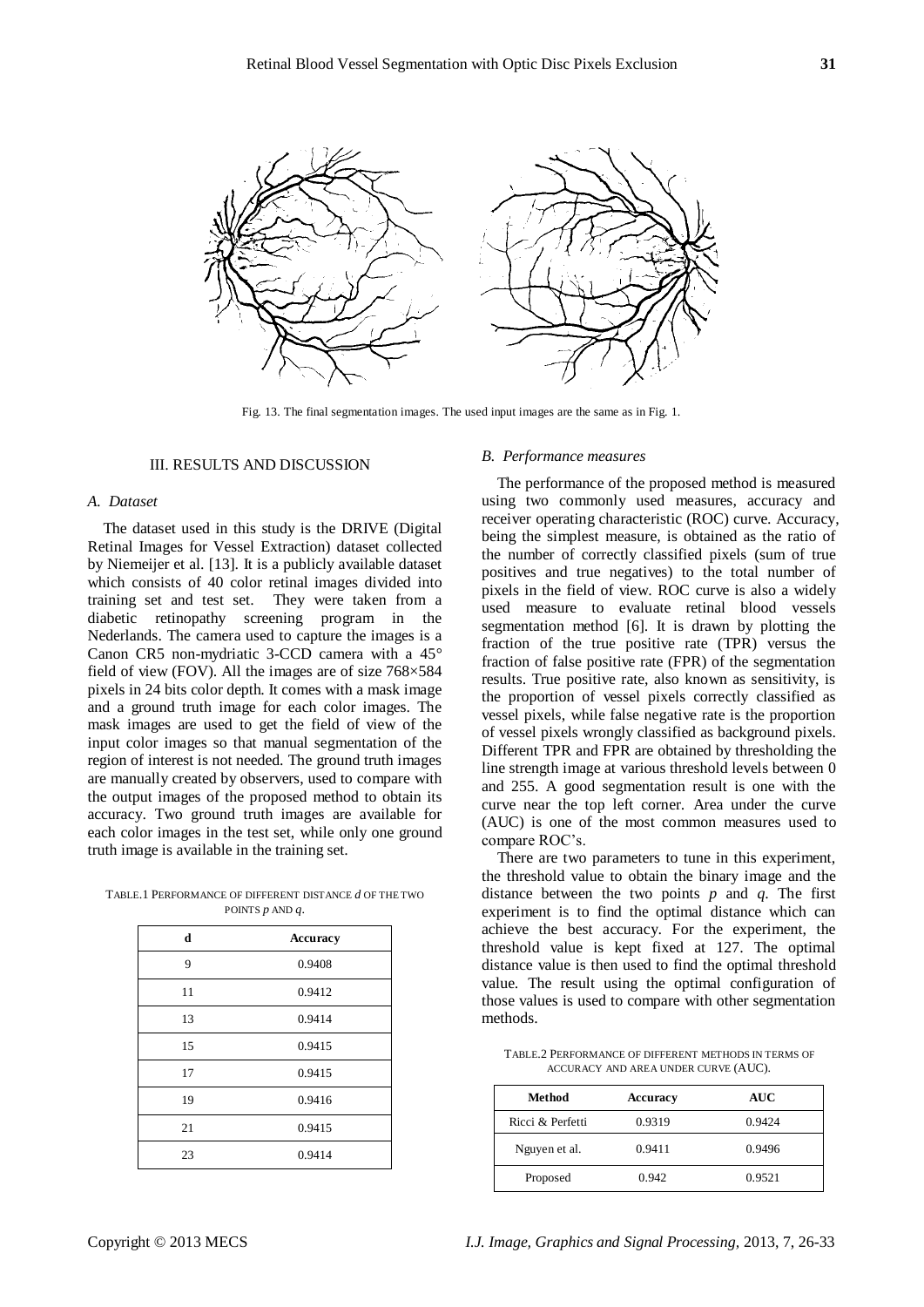Fig. 13. The final segmentation images. The used input images are the same as in Fig. 1.

## III. RESULTS AND DISCUSSION

### *A. Dataset*

The dataset used in this study is the DRIVE (Digital Retinal Images for Vessel Extraction) dataset collected by Niemeijer et al. [13]. It is a publicly available dataset which consists of 40 color retinal images divided into training set and test set. They were taken from a diabetic retinopathy screening program in the Nederlands. The camera used to capture the images is a Canon CR5 non-mydriatic 3-CCD camera with a 45° field of view (FOV). All the images are of size 768×584 pixels in 24 bits color depth. It comes with a mask image and a ground truth image for each color images. The mask images are used to get the field of view of the input color images so that manual segmentation of the region of interest is not needed. The ground truth images are manually created by observers, used to compare with the output images of the proposed method to obtain its accuracy. Two ground truth images are available for each color images in the test set, while only one ground truth image is available in the training set.

TABLE.1 PERFORMANCE OF DIFFERENT DISTANCE $d$ OF THE TWO POINTS $p$ AND $q$.

| d | Accuracy |
|---|---|
| 9 | 0.9408 |
| 11 | 0.9412 |
| 13 | 0.9414 |
| 15 | 0.9415 |
| 17 | 0.9415 |
| 19 | 0.9416 |
| 21 | 0.9415 |
| 23 | 0.9414 |

### *B. Performance measures*

The performance of the proposed method is measured using two commonly used measures, accuracy and receiver operating characteristic (ROC) curve. Accuracy, being the simplest measure, is obtained as the ratio of the number of correctly classified pixels (sum of true positives and true negatives) to the total number of pixels in the field of view. ROC curve is also a widely used measure to evaluate retinal blood vessels segmentation method [6]. It is drawn by plotting the fraction of the true positive rate (TPR) versus the fraction of false positive rate (FPR) of the segmentation results. True positive rate, also known as sensitivity, is the proportion of vessel pixels correctly classified as vessel pixels, while false negative rate is the proportion of vessel pixels wrongly classified as background pixels. Different TPR and FPR are obtained by thresholding the line strength image at various threshold levels between 0 and 255. A good segmentation result is one with the curve near the top left corner. Area under the curve (AUC) is one of the most common measures used to compare ROC's.

There are two parameters to tune in this experiment, the threshold value to obtain the binary image and the distance between the two points $p$ and $q$. The first experiment is to find the optimal distance which can achieve the best accuracy. For the experiment, the threshold value is kept fixed at 127. The optimal distance value is then used to find the optimal threshold value. The result using the optimal configuration of those values is used to compare with other segmentation methods.

TABLE.2 PERFORMANCE OF DIFFERENT METHODS IN TERMS OF ACCURACY AND AREA UNDER CURVE (AUC).

| Method | Accuracy | AUC |
|---|---|---|
| Ricci & Perfetti | 0.9319 | 0.9424 |
| Nguyen et al. | 0.9411 | 0.9496 |
| Proposed | 0.942 | 0.9521 |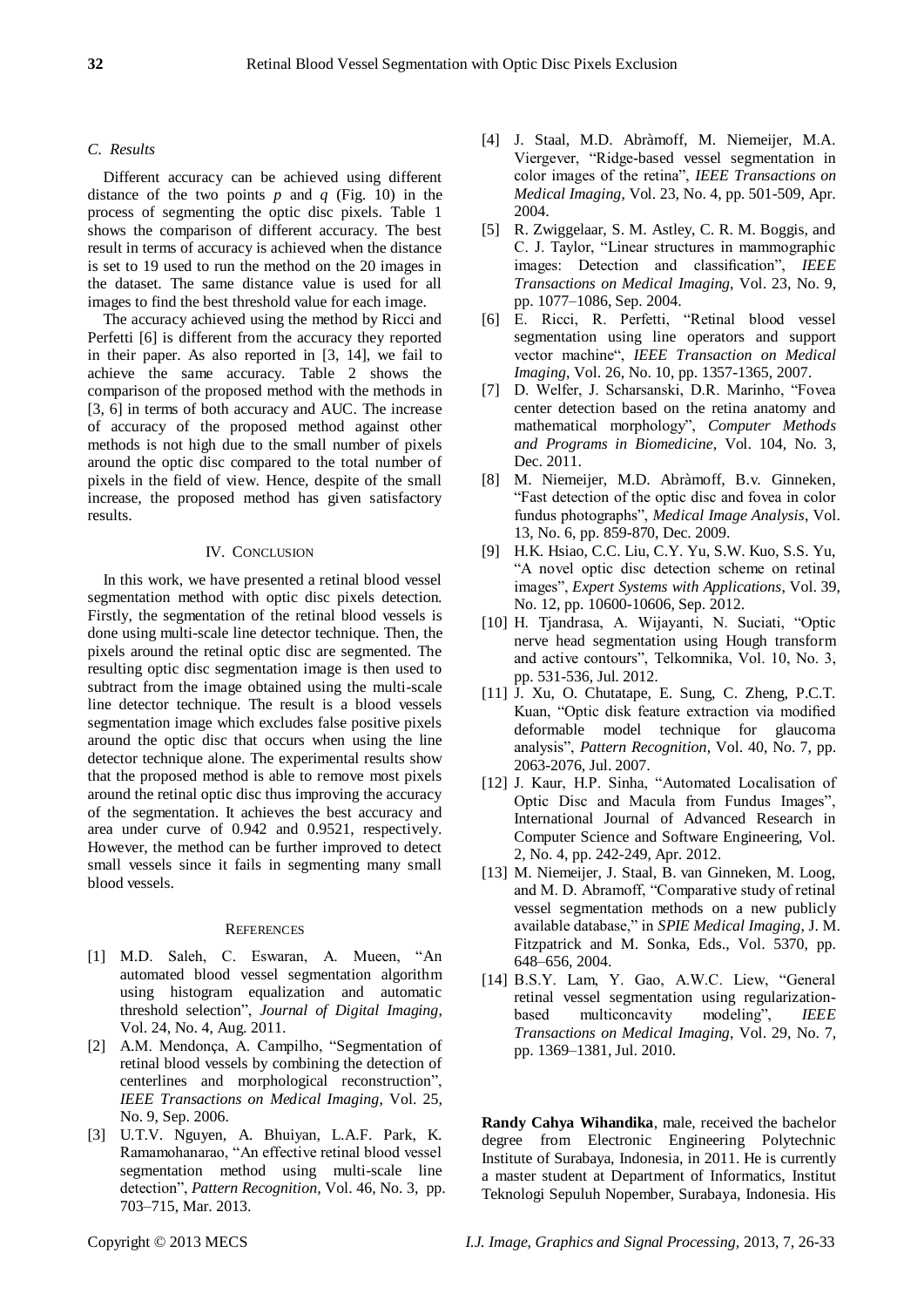### C. Results

Different accuracy can be achieved using different distance of the two points *p* and *q* (Fig. 10) in the process of segmenting the optic disc pixels. Table 1 shows the comparison of different accuracy. The best result in terms of accuracy is achieved when the distance is set to 19 used to run the method on the 20 images in the dataset. The same distance value is used for all images to find the best threshold value for each image.

The accuracy achieved using the method by Ricci and Perfetti [6] is different from the accuracy they reported in their paper. As also reported in [3, 14], we fail to achieve the same accuracy. Table 2 shows the comparison of the proposed method with the methods in [3, 6] in terms of both accuracy and AUC. The increase of accuracy of the proposed method against other methods is not high due to the small number of pixels around the optic disc compared to the total number of pixels in the field of view. Hence, despite of the small increase, the proposed method has given satisfactory results.

## IV. Conclusion

In this work, we have presented a retinal blood vessel segmentation method with optic disc pixels detection. Firstly, the segmentation of the retinal blood vessels is done using multi-scale line detector technique. Then, the pixels around the retinal optic disc are segmented. The resulting optic disc segmentation image is then used to subtract from the image obtained using the multi-scale line detector technique. The result is a blood vessels segmentation image which excludes false positive pixels around the optic disc that occurs when using the line detector technique alone. The experimental results show that the proposed method is able to remove most pixels around the retinal optic disc thus improving the accuracy of the segmentation. It achieves the best accuracy and area under curve of 0.942 and 0.9521, respectively. However, the method can be further improved to detect small vessels since it fails in segmenting many small blood vessels.

## References

[1] M.D. Saleh, C. Eswaran, A. Mueen, "An automated blood vessel segmentation algorithm using histogram equalization and automatic threshold selection", *Journal of Digital Imaging*, Vol. 24, No. 4, Aug. 2011.

[2] A.M. Mendonça, A. Campilho, "Segmentation of retinal blood vessels by combining the detection of centerlines and morphological reconstruction", *IEEE Transactions on Medical Imaging*, Vol. 25, No. 9, Sep. 2006.

[3] U.T.V. Nguyen, A. Bhuiyan, L.A.F. Park, K. Ramamohanarao, "An effective retinal blood vessel segmentation method using multi-scale line detection", *Pattern Recognition*, Vol. 46, No. 3, pp. 703–715, Mar. 2013.

[4] J. Staal, M.D. Abràmoff, M. Niemeijer, M.A. Viergever, "Ridge-based vessel segmentation in color images of the retina", *IEEE Transactions on Medical Imaging*, Vol. 23, No. 4, pp. 501-509, Apr. 2004.

[5] R. Zwiggelaar, S. M. Astley, C. R. M. Boggis, and C. J. Taylor, "Linear structures in mammographic images: Detection and classification", *IEEE Transactions on Medical Imaging*, Vol. 23, No. 9, pp. 1077–1086, Sep. 2004.

[6] E. Ricci, R. Perfetti, "Retinal blood vessel segmentation using line operators and support vector machine", *IEEE Transaction on Medical Imaging*, Vol. 26, No. 10, pp. 1357-1365, 2007.

[7] D. Welfer, J. Scharsanski, D.R. Marinho, "Fovea center detection based on the retina anatomy and mathematical morphology", *Computer Methods and Programs in Biomedicine*, Vol. 104, No. 3, Dec. 2011.

[8] M. Niemeijer, M.D. Abràmoff, B.v. Ginneken, "Fast detection of the optic disc and fovea in color fundus photographs", *Medical Image Analysis*, Vol. 13, No. 6, pp. 859-870, Dec. 2009.

[9] H.K. Hsiao, C.C. Liu, C.Y. Yu, S.W. Kuo, S.S. Yu, "A novel optic disc detection scheme on retinal images", *Expert Systems with Applications*, Vol. 39, No. 12, pp. 10600-10606, Sep. 2012.

[10] H. Tjandrasa, A. Wijayanti, N. Suciati, "Optic nerve head segmentation using Hough transform and active contours", Telkomnika, Vol. 10, No. 3, pp. 531-536, Jul. 2012.

[11] J. Xu, O. Chutatape, E. Sung, C. Zheng, P.C.T. Kuan, "Optic disk feature extraction via modified deformable model technique for glaucoma analysis", *Pattern Recognition*, Vol. 40, No. 7, pp. 2063-2076, Jul. 2007.

[12] J. Kaur, H.P. Sinha, "Automated Localisation of Optic Disc and Macula from Fundus Images", International Journal of Advanced Research in Computer Science and Software Engineering, Vol. 2, No. 4, pp. 242-249, Apr. 2012.

[13] M. Niemeijer, J. Staal, B. van Ginneken, M. Loog, and M. D. Abramoff, "Comparative study of retinal vessel segmentation methods on a new publicly available database," in *SPIE Medical Imaging*, J. M. Fitzpatrick and M. Sonka, Eds., Vol. 5370, pp. 648–656, 2004.

[14] B.S.Y. Lam, Y. Gao, A.W.C. Liew, "General retinal vessel segmentation using regularization-based multiconcavity modeling", *IEEE Transactions on Medical Imaging*, Vol. 29, No. 7, pp. 1369–1381, Jul. 2010.

**Randy Cahya Wihandika**, male, received the bachelor degree from Electronic Engineering Polytechnic Institute of Surabaya, Indonesia, in 2011. He is currently a master student at Department of Informatics, Institut Teknologi Sepuluh Nopember, Surabaya, Indonesia. His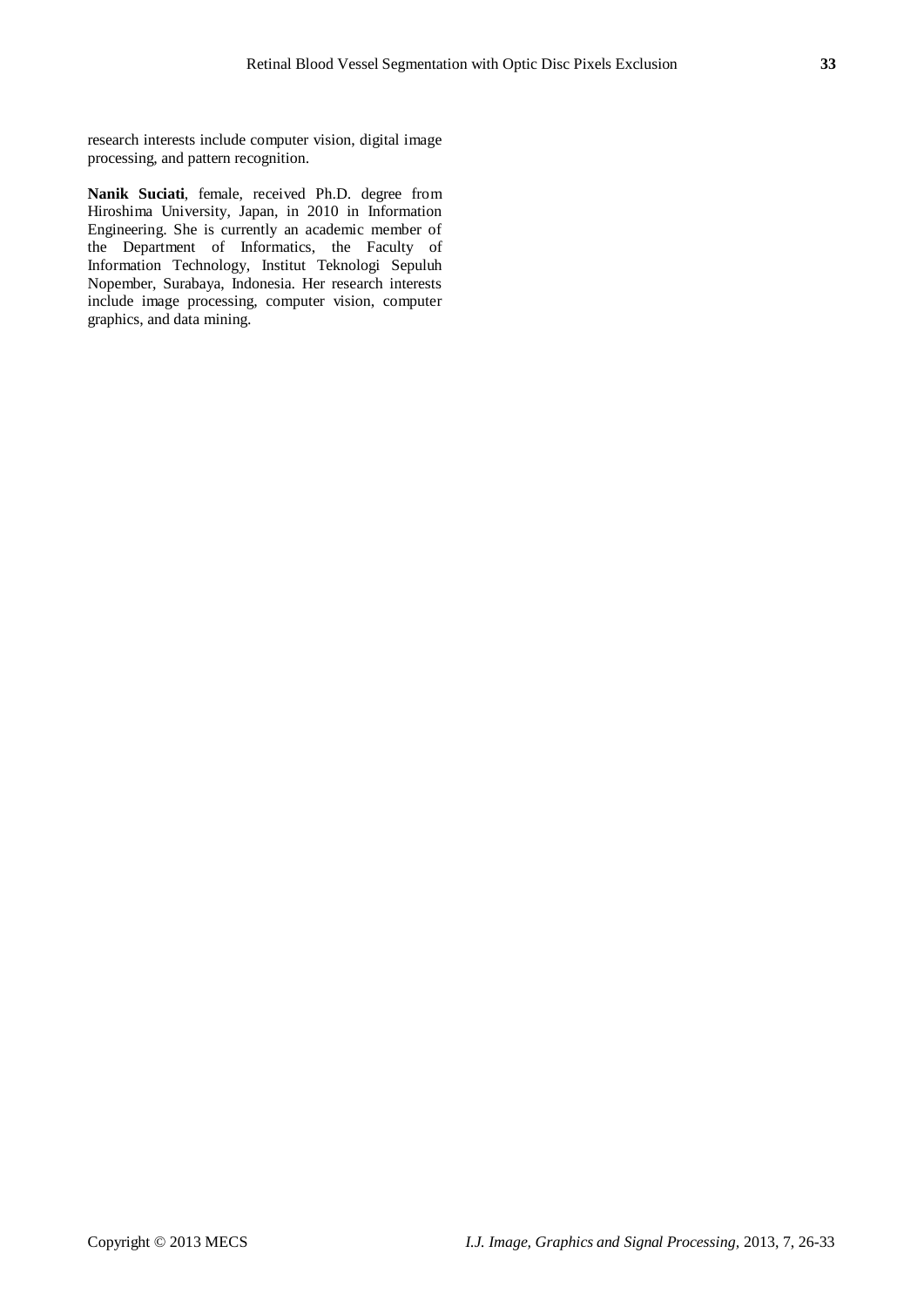research interests include computer vision, digital image processing, and pattern recognition.

**Nanik Suciati**, female, received Ph.D. degree from Hiroshima University, Japan, in 2010 in Information Engineering. She is currently an academic member of the Department of Informatics, the Faculty of Information Technology, Institut Teknologi Sepuluh Nopember, Surabaya, Indonesia. Her research interests include image processing, computer vision, computer graphics, and data mining.